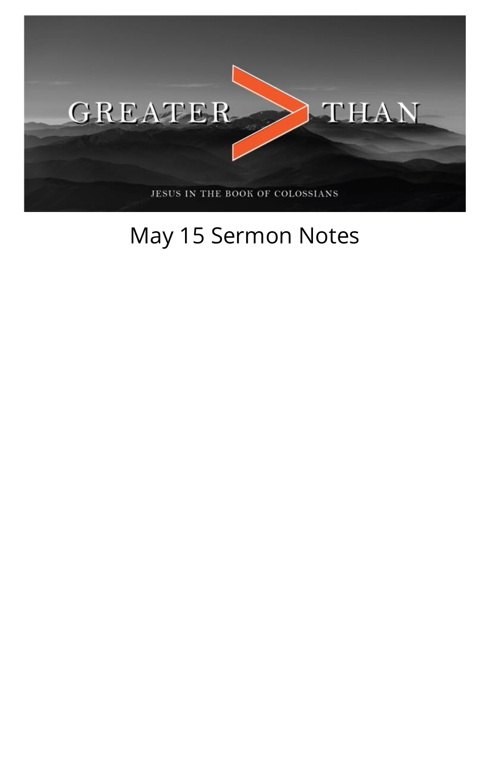GREATER > THAN

JESUS IN THE BOOK OF COLOSSIANS

# May 15 Sermon Notes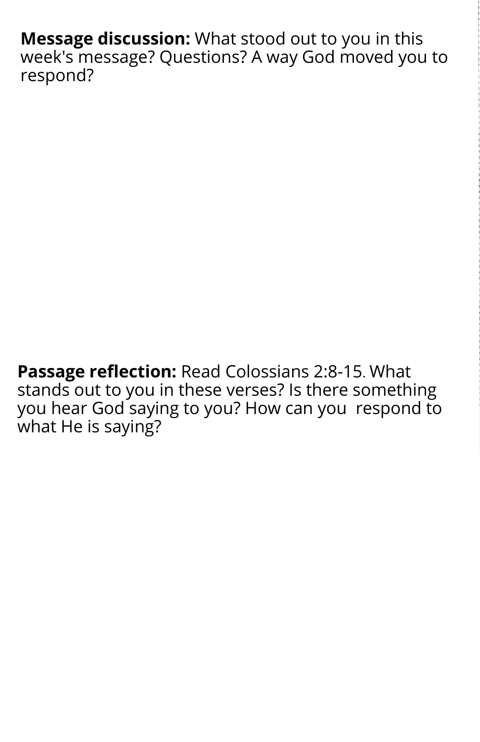**Message discussion:** What stood out to you in this week's message? Questions? A way God moved you to respond?

**Passage reflection:** Read Colossians 2:8-15. What stands out to you in these verses? Is there something you hear God saying to you? How can you  respond to what He is saying?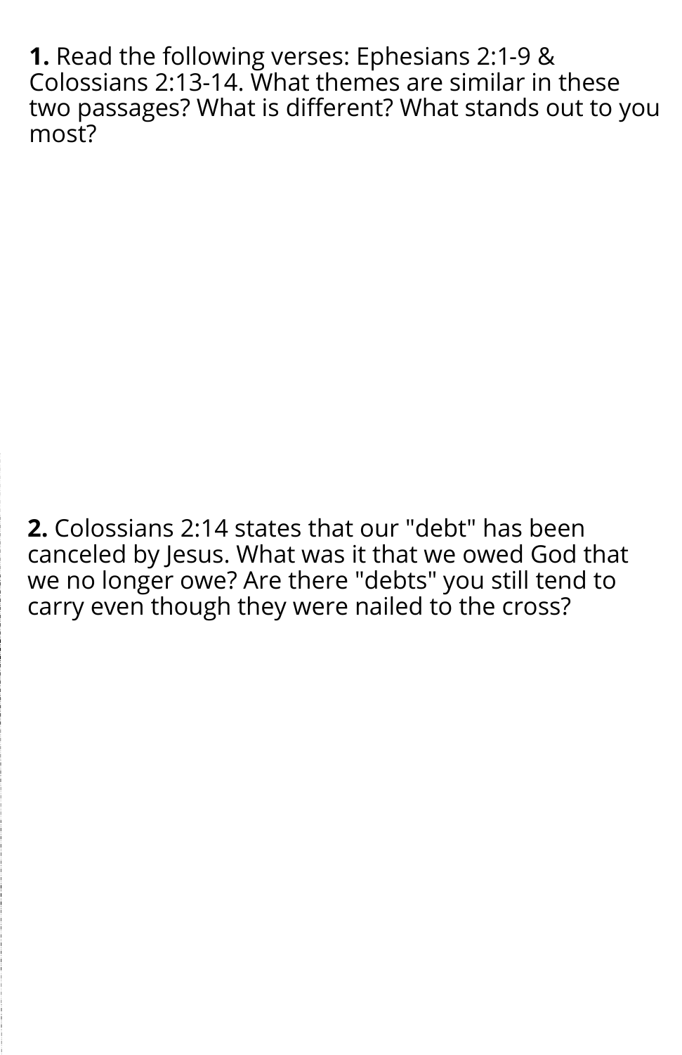**1.** Read the following verses: Ephesians 2:1-9 & Colossians 2:13-14. What themes are similar in these two passages? What is different? What stands out to you most?

**2.** Colossians 2:14 states that our "debt" has been canceled by Jesus. What was it that we owed God that we no longer owe? Are there "debts" you still tend to carry even though they were nailed to the cross?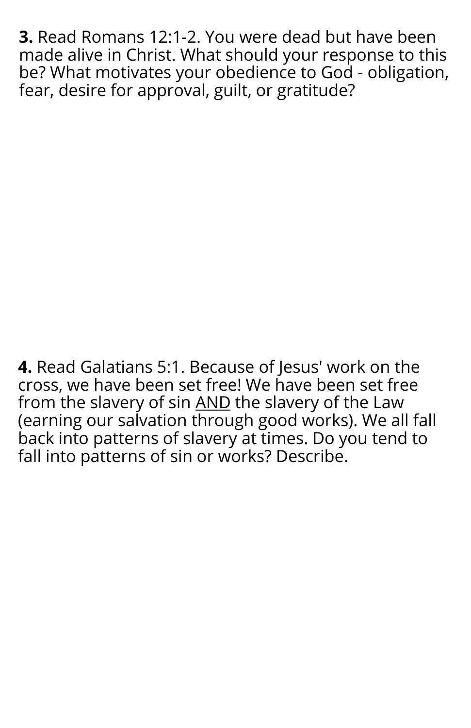**3.** Read Romans 12:1-2. You were dead but have been made alive in Christ. What should your response to this be? What motivates your obedience to God - obligation, fear, desire for approval, guilt, or gratitude?

**4.** Read Galatians 5:1. Because of Jesus' work on the cross, we have been set free! We have been set free from the slavery of sin <u>AND</u> the slavery of the Law (earning our salvation through good works). We all fall back into patterns of slavery at times. Do you tend to fall into patterns of sin or works? Describe.